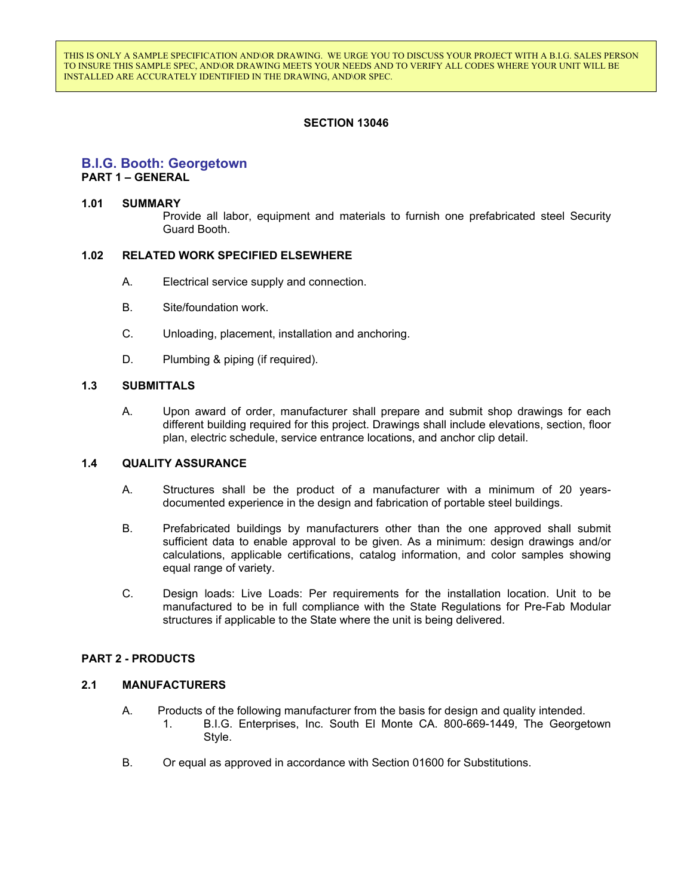THIS IS ONLY A SAMPLE SPECIFICATION AND\OR DRAWING. WE URGE YOU TO DISCUSS YOUR PROJECT WITH A B.I.G. SALES PERSON TO INSURE THIS SAMPLE SPEC, AND\OR DRAWING MEETS YOUR NEEDS AND TO VERIFY ALL CODES WHERE YOUR UNIT WILL BE INSTALLED ARE ACCURATELY IDENTIFIED IN THE DRAWING, AND\OR SPEC.

**SECTION 13046**

# B.I.G. Booth: Georgetown

## PART 1 – GENERAL

### 1.01 SUMMARY

Provide all labor, equipment and materials to furnish one prefabricated steel Security Guard Booth.

### 1.02 RELATED WORK SPECIFIED ELSEWHERE

A. Electrical service supply and connection.

B. Site/foundation work.

C. Unloading, placement, installation and anchoring.

D. Plumbing & piping (if required).

### 1.3 SUBMITTALS

A. Upon award of order, manufacturer shall prepare and submit shop drawings for each different building required for this project. Drawings shall include elevations, section, floor plan, electric schedule, service entrance locations, and anchor clip detail.

### 1.4 QUALITY ASSURANCE

A. Structures shall be the product of a manufacturer with a minimum of 20 years-documented experience in the design and fabrication of portable steel buildings.

B. Prefabricated buildings by manufacturers other than the one approved shall submit sufficient data to enable approval to be given. As a minimum: design drawings and/or calculations, applicable certifications, catalog information, and color samples showing equal range of variety.

C. Design loads: Live Loads: Per requirements for the installation location. Unit to be manufactured to be in full compliance with the State Regulations for Pre-Fab Modular structures if applicable to the State where the unit is being delivered.

## PART 2 - PRODUCTS

### 2.1 MANUFACTURERS

A. Products of the following manufacturer from the basis for design and quality intended.
   1. B.I.G. Enterprises, Inc. South El Monte CA. 800-669-1449, The Georgetown Style.

B. Or equal as approved in accordance with Section 01600 for Substitutions.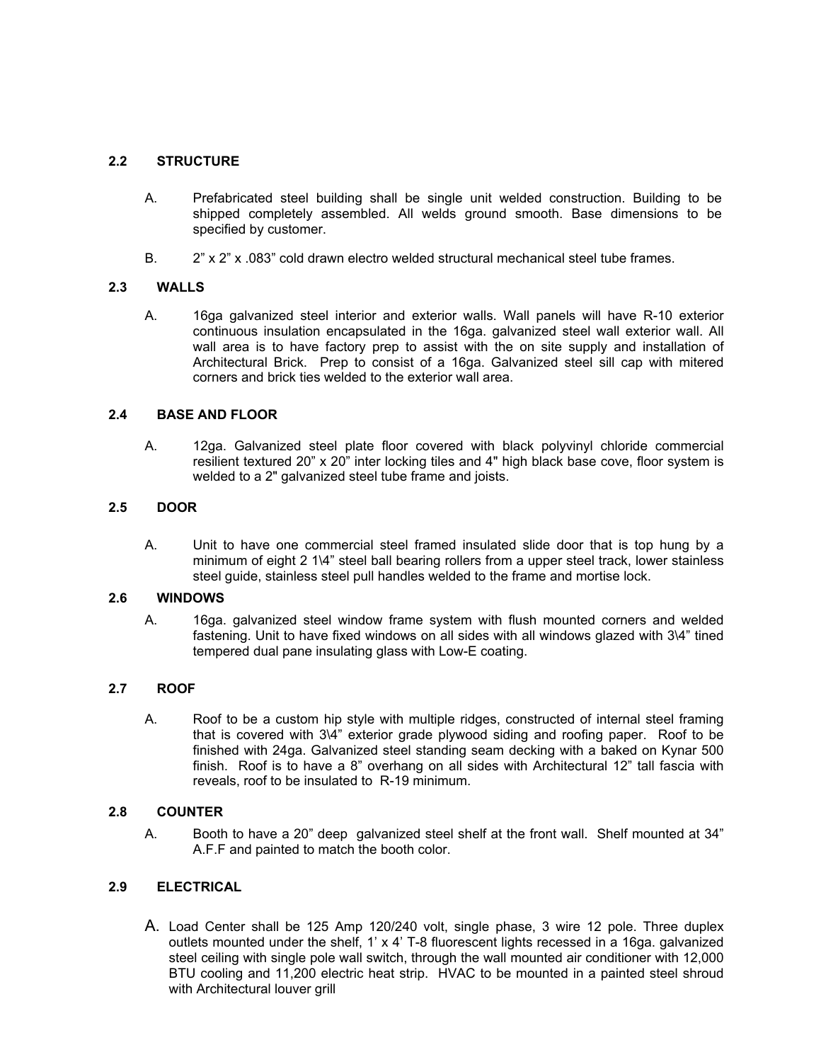## 2.2 STRUCTURE

A. Prefabricated steel building shall be single unit welded construction. Building to be shipped completely assembled. All welds ground smooth. Base dimensions to be specified by customer.

B. 2" x 2" x .083" cold drawn electro welded structural mechanical steel tube frames.

## 2.3 WALLS

A. 16ga galvanized steel interior and exterior walls. Wall panels will have R-10 exterior continuous insulation encapsulated in the 16ga. galvanized steel wall exterior wall. All wall area is to have factory prep to assist with the on site supply and installation of Architectural Brick. Prep to consist of a 16ga. Galvanized steel sill cap with mitered corners and brick ties welded to the exterior wall area.

## 2.4 BASE AND FLOOR

A. 12ga. Galvanized steel plate floor covered with black polyvinyl chloride commercial resilient textured 20" x 20" inter locking tiles and 4" high black base cove, floor system is welded to a 2" galvanized steel tube frame and joists.

## 2.5 DOOR

A. Unit to have one commercial steel framed insulated slide door that is top hung by a minimum of eight 2 1\4" steel ball bearing rollers from a upper steel track, lower stainless steel guide, stainless steel pull handles welded to the frame and mortise lock.

## 2.6 WINDOWS

A. 16ga. galvanized steel window frame system with flush mounted corners and welded fastening. Unit to have fixed windows on all sides with all windows glazed with 3\4" tined tempered dual pane insulating glass with Low-E coating.

## 2.7 ROOF

A. Roof to be a custom hip style with multiple ridges, constructed of internal steel framing that is covered with 3\4" exterior grade plywood siding and roofing paper. Roof to be finished with 24ga. Galvanized steel standing seam decking with a baked on Kynar 500 finish. Roof is to have a 8" overhang on all sides with Architectural 12" tall fascia with reveals, roof to be insulated to R-19 minimum.

## 2.8 COUNTER

A. Booth to have a 20" deep galvanized steel shelf at the front wall. Shelf mounted at 34" A.F.F and painted to match the booth color.

## 2.9 ELECTRICAL

A. Load Center shall be 125 Amp 120/240 volt, single phase, 3 wire 12 pole. Three duplex outlets mounted under the shelf, 1' x 4' T-8 fluorescent lights recessed in a 16ga. galvanized steel ceiling with single pole wall switch, through the wall mounted air conditioner with 12,000 BTU cooling and 11,200 electric heat strip. HVAC to be mounted in a painted steel shroud with Architectural louver grill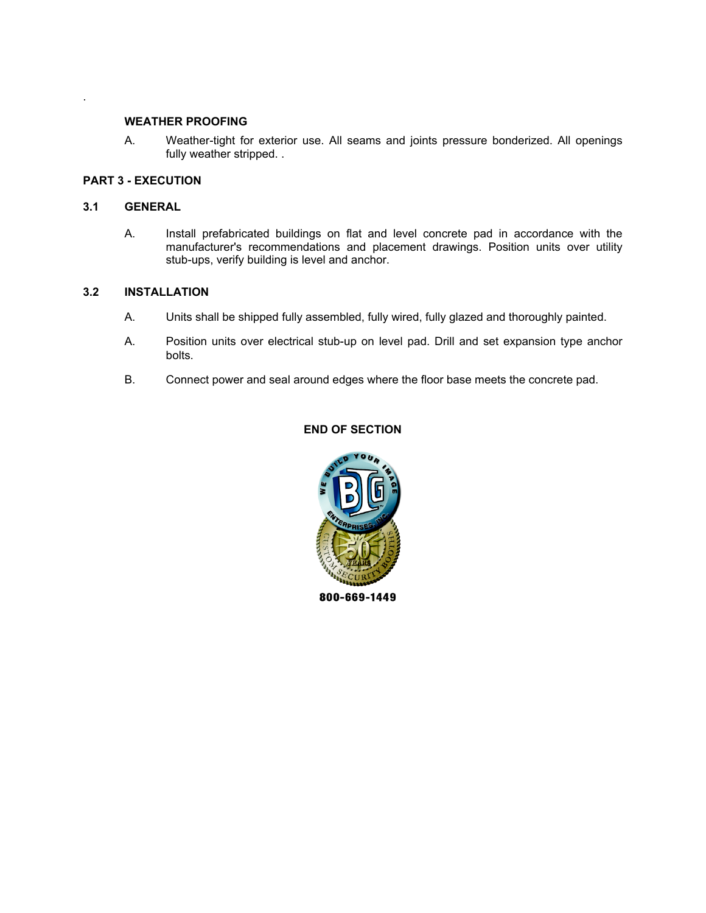.

**WEATHER PROOFING**

A. Weather-tight for exterior use. All seams and joints pressure bonderized. All openings fully weather stripped. .

## PART 3 - EXECUTION

### 3.1 GENERAL

A. Install prefabricated buildings on flat and level concrete pad in accordance with the manufacturer's recommendations and placement drawings. Position units over utility stub-ups, verify building is level and anchor.

### 3.2 INSTALLATION

A. Units shall be shipped fully assembled, fully wired, fully glazed and thoroughly painted.

A. Position units over electrical stub-up on level pad. Drill and set expansion type anchor bolts.

B. Connect power and seal around edges where the floor base meets the concrete pad.

**END OF SECTION**

800-669-1449